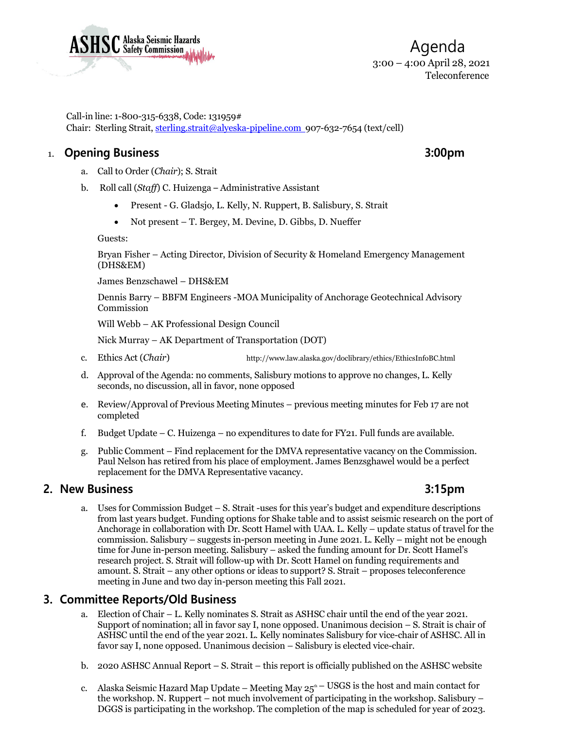ASHSC Alaska Seismic Hazards Safety Commission

# Agenda

3:00 – 4:00 April 28, 2021
Teleconference

Call-in line: 1-800-315-6338, Code: 131959#
Chair: Sterling Strait, sterling.strait@alyeska-pipeline.com 907-632-7654 (text/cell)

## 1. Opening Business — 3:00pm

a. Call to Order (*Chair*); S. Strait

b. Roll call (*Staff*) C. Huizenga – Administrative Assistant

- Present - G. Gladsjo, L. Kelly, N. Ruppert, B. Salisbury, S. Strait
- Not present – T. Bergey, M. Devine, D. Gibbs, D. Nueffer

Guests:

Bryan Fisher – Acting Director, Division of Security & Homeland Emergency Management (DHS&EM)

James Benzschawel – DHS&EM

Dennis Barry – BBFM Engineers -MOA Municipality of Anchorage Geotechnical Advisory Commission

Will Webb – AK Professional Design Council

Nick Murray – AK Department of Transportation (DOT)

c. Ethics Act (*Chair*) http://www.law.alaska.gov/doclibrary/ethics/EthicsInfoBC.html

d. Approval of the Agenda: no comments, Salisbury motions to approve no changes, L. Kelly seconds, no discussion, all in favor, none opposed

e. Review/Approval of Previous Meeting Minutes – previous meeting minutes for Feb 17 are not completed

f. Budget Update – C. Huizenga – no expenditures to date for FY21. Full funds are available.

g. Public Comment – Find replacement for the DMVA representative vacancy on the Commission. Paul Nelson has retired from his place of employment. James Benzsghawel would be a perfect replacement for the DMVA Representative vacancy.

## 2. New Business — 3:15pm

a. Uses for Commission Budget – S. Strait -uses for this year's budget and expenditure descriptions from last years budget. Funding options for Shake table and to assist seismic research on the port of Anchorage in collaboration with Dr. Scott Hamel with UAA. L. Kelly – update status of travel for the commission. Salisbury – suggests in-person meeting in June 2021. L. Kelly – might not be enough time for June in-person meeting. Salisbury – asked the funding amount for Dr. Scott Hamel's research project. S. Strait will follow-up with Dr. Scott Hamel on funding requirements and amount. S. Strait – any other options or ideas to support? S. Strait – proposes teleconference meeting in June and two day in-person meeting this Fall 2021.

## 3. Committee Reports/Old Business

a. Election of Chair – L. Kelly nominates S. Strait as ASHSC chair until the end of the year 2021. Support of nomination; all in favor say I, none opposed. Unanimous decision – S. Strait is chair of ASHSC until the end of the year 2021. L. Kelly nominates Salisbury for vice-chair of ASHSC. All in favor say I, none opposed. Unanimous decision – Salisbury is elected vice-chair.

b. 2020 ASHSC Annual Report – S. Strait – this report is officially published on the ASHSC website

c. Alaska Seismic Hazard Map Update – Meeting May 25th – USGS is the host and main contact for the workshop. N. Ruppert – not much involvement of participating in the workshop. Salisbury – DGGS is participating in the workshop. The completion of the map is scheduled for year of 2023.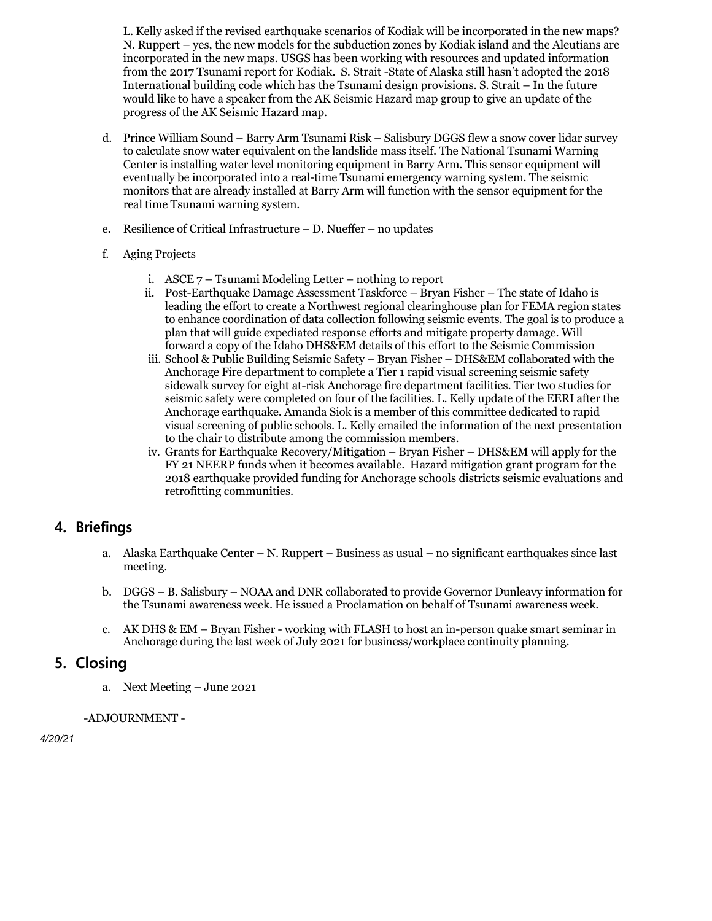L. Kelly asked if the revised earthquake scenarios of Kodiak will be incorporated in the new maps? N. Ruppert – yes, the new models for the subduction zones by Kodiak island and the Aleutians are incorporated in the new maps. USGS has been working with resources and updated information from the 2017 Tsunami report for Kodiak. S. Strait -State of Alaska still hasn't adopted the 2018 International building code which has the Tsunami design provisions. S. Strait – In the future would like to have a speaker from the AK Seismic Hazard map group to give an update of the progress of the AK Seismic Hazard map.

d. Prince William Sound – Barry Arm Tsunami Risk – Salisbury DGGS flew a snow cover lidar survey to calculate snow water equivalent on the landslide mass itself. The National Tsunami Warning Center is installing water level monitoring equipment in Barry Arm. This sensor equipment will eventually be incorporated into a real-time Tsunami emergency warning system. The seismic monitors that are already installed at Barry Arm will function with the sensor equipment for the real time Tsunami warning system.

e. Resilience of Critical Infrastructure – D. Nueffer – no updates

f. Aging Projects

   i. ASCE 7 – Tsunami Modeling Letter – nothing to report
   ii. Post-Earthquake Damage Assessment Taskforce – Bryan Fisher – The state of Idaho is leading the effort to create a Northwest regional clearinghouse plan for FEMA region states to enhance coordination of data collection following seismic events. The goal is to produce a plan that will guide expediated response efforts and mitigate property damage. Will forward a copy of the Idaho DHS&EM details of this effort to the Seismic Commission
   iii. School & Public Building Seismic Safety – Bryan Fisher – DHS&EM collaborated with the Anchorage Fire department to complete a Tier 1 rapid visual screening seismic safety sidewalk survey for eight at-risk Anchorage fire department facilities. Tier two studies for seismic safety were completed on four of the facilities. L. Kelly update of the EERI after the Anchorage earthquake. Amanda Siok is a member of this committee dedicated to rapid visual screening of public schools. L. Kelly emailed the information of the next presentation to the chair to distribute among the commission members.
   iv. Grants for Earthquake Recovery/Mitigation – Bryan Fisher – DHS&EM will apply for the FY 21 NEERP funds when it becomes available. Hazard mitigation grant program for the 2018 earthquake provided funding for Anchorage schools districts seismic evaluations and retrofitting communities.

## 4. Briefings

a. Alaska Earthquake Center – N. Ruppert – Business as usual – no significant earthquakes since last meeting.

b. DGGS – B. Salisbury – NOAA and DNR collaborated to provide Governor Dunleavy information for the Tsunami awareness week. He issued a Proclamation on behalf of Tsunami awareness week.

c. AK DHS & EM – Bryan Fisher - working with FLASH to host an in-person quake smart seminar in Anchorage during the last week of July 2021 for business/workplace continuity planning.

## 5. Closing

a. Next Meeting – June 2021

-ADJOURNMENT -

*4/20/21*